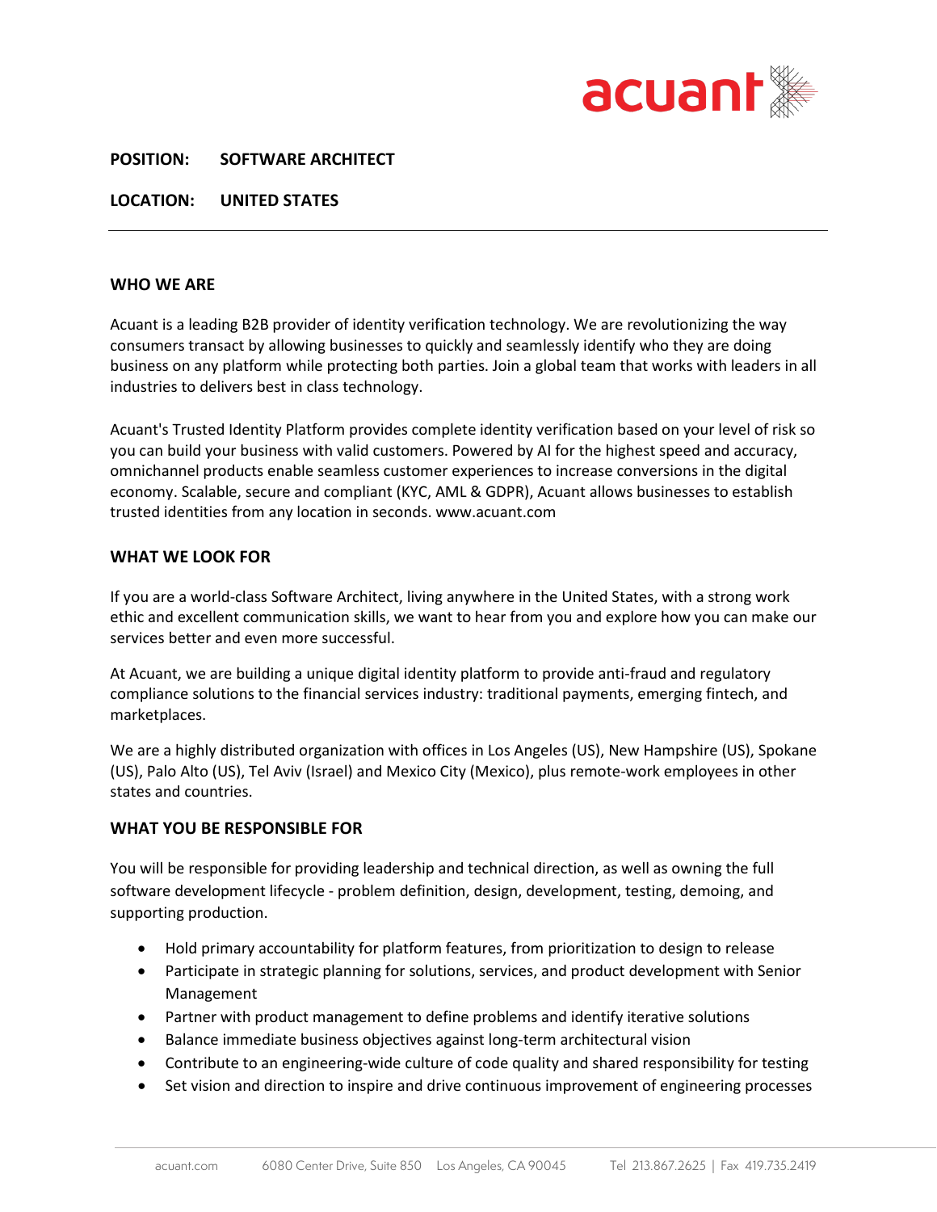**POSITION:** SOFTWARE ARCHITECT

**LOCATION:** UNITED STATES

---

## WHO WE ARE

Acuant is a leading B2B provider of identity verification technology. We are revolutionizing the way consumers transact by allowing businesses to quickly and seamlessly identify who they are doing business on any platform while protecting both parties. Join a global team that works with leaders in all industries to delivers best in class technology.

Acuant's Trusted Identity Platform provides complete identity verification based on your level of risk so you can build your business with valid customers. Powered by AI for the highest speed and accuracy, omnichannel products enable seamless customer experiences to increase conversions in the digital economy. Scalable, secure and compliant (KYC, AML & GDPR), Acuant allows businesses to establish trusted identities from any location in seconds. www.acuant.com

## WHAT WE LOOK FOR

If you are a world-class Software Architect, living anywhere in the United States, with a strong work ethic and excellent communication skills, we want to hear from you and explore how you can make our services better and even more successful.

At Acuant, we are building a unique digital identity platform to provide anti-fraud and regulatory compliance solutions to the financial services industry: traditional payments, emerging fintech, and marketplaces.

We are a highly distributed organization with offices in Los Angeles (US), New Hampshire (US), Spokane (US), Palo Alto (US), Tel Aviv (Israel) and Mexico City (Mexico), plus remote-work employees in other states and countries.

## WHAT YOU BE RESPONSIBLE FOR

You will be responsible for providing leadership and technical direction, as well as owning the full software development lifecycle - problem definition, design, development, testing, demoing, and supporting production.

- Hold primary accountability for platform features, from prioritization to design to release
- Participate in strategic planning for solutions, services, and product development with Senior Management
- Partner with product management to define problems and identify iterative solutions
- Balance immediate business objectives against long-term architectural vision
- Contribute to an engineering-wide culture of code quality and shared responsibility for testing
- Set vision and direction to inspire and drive continuous improvement of engineering processes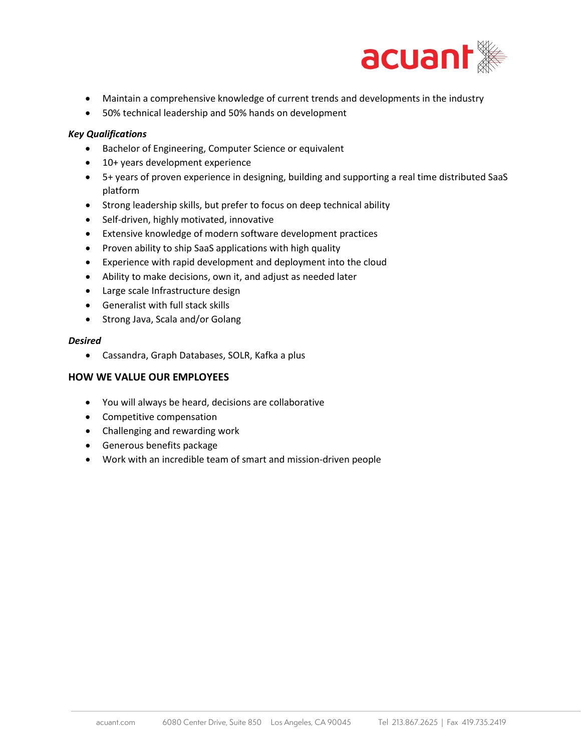- Maintain a comprehensive knowledge of current trends and developments in the industry
- 50% technical leadership and 50% hands on development

***Key Qualifications***

- Bachelor of Engineering, Computer Science or equivalent
- 10+ years development experience
- 5+ years of proven experience in designing, building and supporting a real time distributed SaaS platform
- Strong leadership skills, but prefer to focus on deep technical ability
- Self-driven, highly motivated, innovative
- Extensive knowledge of modern software development practices
- Proven ability to ship SaaS applications with high quality
- Experience with rapid development and deployment into the cloud
- Ability to make decisions, own it, and adjust as needed later
- Large scale Infrastructure design
- Generalist with full stack skills
- Strong Java, Scala and/or Golang

***Desired***

- Cassandra, Graph Databases, SOLR, Kafka a plus

## HOW WE VALUE OUR EMPLOYEES

- You will always be heard, decisions are collaborative
- Competitive compensation
- Challenging and rewarding work
- Generous benefits package
- Work with an incredible team of smart and mission-driven people